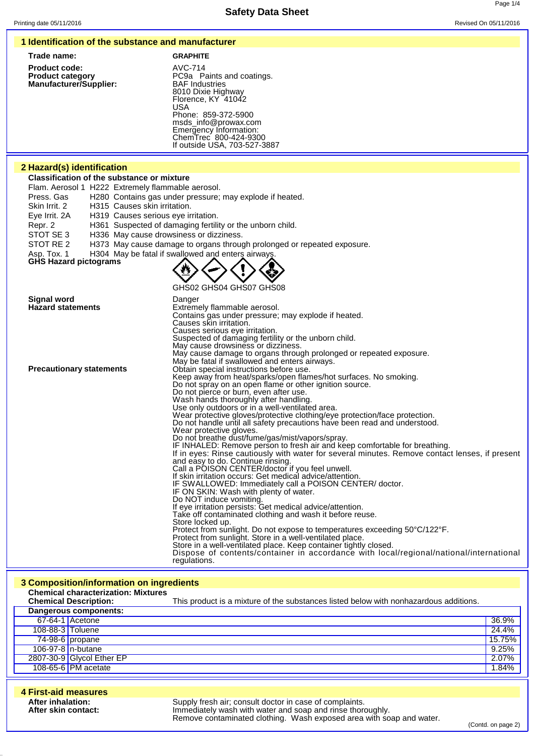# Safety Data Sheet

Printing date 05/11/2016 | Revised On 05/11/2016

## 1 Identification of the substance and manufacturer

**Trade name:** **GRAPHITE**

**Product code:** AVC-714

**Product category** PC9a Paints and coatings.

**Manufacturer/Supplier:**
BAF Industries
8010 Dixie Highway
Florence, KY 41042
USA
Phone: 859-372-5900
msds_info@prowax.com
Emergency Information:
ChemTrec 800-424-9300
If outside USA, 703-527-3887

## 2 Hazard(s) identification

**Classification of the substance or mixture**

Flam. Aerosol 1 H222 Extremely flammable aerosol.
Press. Gas H280 Contains gas under pressure; may explode if heated.
Skin Irrit. 2 H315 Causes skin irritation.
Eye Irrit. 2A H319 Causes serious eye irritation.
Repr. 2 H361 Suspected of damaging fertility or the unborn child.
STOT SE 3 H336 May cause drowsiness or dizziness.
STOT RE 2 H373 May cause damage to organs through prolonged or repeated exposure.
Asp. Tox. 1 H304 May be fatal if swallowed and enters airways.

**GHS Hazard pictograms**

GHS02 GHS04 GHS07 GHS08

**Signal word** Danger

**Hazard statements**
Extremely flammable aerosol.
Contains gas under pressure; may explode if heated.
Causes skin irritation.
Causes serious eye irritation.
Suspected of damaging fertility or the unborn child.
May cause drowsiness or dizziness.
May cause damage to organs through prolonged or repeated exposure.
May be fatal if swallowed and enters airways.

**Precautionary statements**
Obtain special instructions before use.
Keep away from heat/sparks/open flames/hot surfaces. No smoking.
Do not spray on an open flame or other ignition source.
Do not pierce or burn, even after use.
Wash hands thoroughly after handling.
Use only outdoors or in a well-ventilated area.
Wear protective gloves/protective clothing/eye protection/face protection.
Do not handle until all safety precautions have been read and understood.
Wear protective gloves.
Do not breathe dust/fume/gas/mist/vapors/spray.
IF INHALED: Remove person to fresh air and keep comfortable for breathing.
If in eyes: Rinse cautiously with water for several minutes. Remove contact lenses, if present and easy to do. Continue rinsing.
Call a POISON CENTER/doctor if you feel unwell.
If skin irritation occurs: Get medical advice/attention.
IF SWALLOWED: Immediately call a POISON CENTER/ doctor.
IF ON SKIN: Wash with plenty of water.
Do NOT induce vomiting.
If eye irritation persists: Get medical advice/attention.
Take off contaminated clothing and wash it before reuse.
Store locked up.
Protect from sunlight. Do not expose to temperatures exceeding 50°C/122°F.
Protect from sunlight. Store in a well-ventilated place.
Store in a well-ventilated place. Keep container tightly closed.
Dispose of contents/container in accordance with local/regional/national/international regulations.

## 3 Composition/information on ingredients

**Chemical characterization: Mixtures**

**Chemical Description:** This product is a mixture of the substances listed below with nonhazardous additions.

**Dangerous components:**

| CAS | Component | % |
|---|---|---|
| 67-64-1 | Acetone | 36.9% |
| 108-88-3 | Toluene | 24.4% |
| 74-98-6 | propane | 15.75% |
| 106-97-8 | n-butane | 9.25% |
| 2807-30-9 | Glycol Ether EP | 2.07% |
| 108-65-6 | PM acetate | 1.84% |

## 4 First-aid measures

**After inhalation:** Supply fresh air; consult doctor in case of complaints.

**After skin contact:** Immediately wash with water and soap and rinse thoroughly.
Remove contaminated clothing. Wash exposed area with soap and water.

(Contd. on page 2)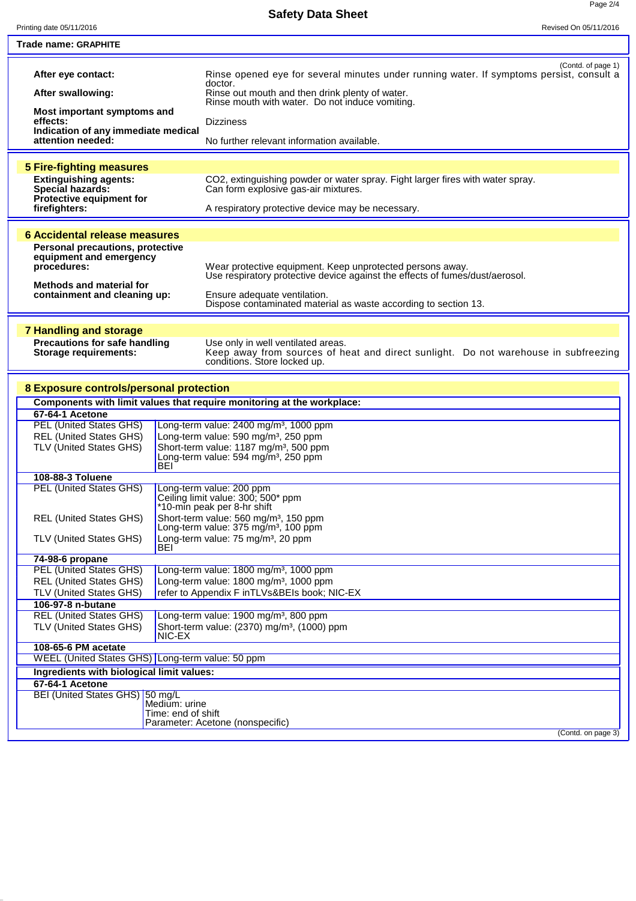**Trade name: GRAPHITE**

(Contd. of page 1)

**After eye contact:** Rinse opened eye for several minutes under running water. If symptoms persist, consult a doctor.

**After swallowing:** Rinse out mouth and then drink plenty of water.
Rinse mouth with water. Do not induce vomiting.

**Most important symptoms and effects:** Dizziness

**Indication of any immediate medical attention needed:** No further relevant information available.

## 5 Fire-fighting measures

**Extinguishing agents:** $CO_2$, extinguishing powder or water spray. Fight larger fires with water spray.

**Special hazards:** Can form explosive gas-air mixtures.

**Protective equipment for firefighters:** A respiratory protective device may be necessary.

## 6 Accidental release measures

**Personal precautions, protective equipment and emergency procedures:** Wear protective equipment. Keep unprotected persons away.
Use respiratory protective device against the effects of fumes/dust/aerosol.

**Methods and material for containment and cleaning up:** Ensure adequate ventilation.
Dispose contaminated material as waste according to section 13.

## 7 Handling and storage

**Precautions for safe handling** Use only in well ventilated areas.

**Storage requirements:** Keep away from sources of heat and direct sunlight. Do not warehouse in subfreezing conditions. Store locked up.

## 8 Exposure controls/personal protection

**Components with limit values that require monitoring at the workplace:**

| | |
|---|---|
| **67-64-1 Acetone** | |
| PEL (United States GHS) | Long-term value: 2400 mg/m³, 1000 ppm |
| REL (United States GHS) | Long-term value: 590 mg/m³, 250 ppm |
| TLV (United States GHS) | Short-term value: 1187 mg/m³, 500 ppm<br>Long-term value: 594 mg/m³, 250 ppm<br>BEI |
| **108-88-3 Toluene** | |
| PEL (United States GHS) | Long-term value: 200 ppm<br>Ceiling limit value: 300; 500* ppm<br>*10-min peak per 8-hr shift |
| REL (United States GHS) | Short-term value: 560 mg/m³, 150 ppm<br>Long-term value: 375 mg/m³, 100 ppm |
| TLV (United States GHS) | Long-term value: 75 mg/m³, 20 ppm<br>BEI |
| **74-98-6 propane** | |
| PEL (United States GHS) | Long-term value: 1800 mg/m³, 1000 ppm |
| REL (United States GHS) | Long-term value: 1800 mg/m³, 1000 ppm |
| TLV (United States GHS) | refer to Appendix F inTLVs&BEIs book; NIC-EX |
| **106-97-8 n-butane** | |
| REL (United States GHS) | Long-term value: 1900 mg/m³, 800 ppm |
| TLV (United States GHS) | Short-term value: (2370) mg/m³, (1000) ppm<br>NIC-EX |
| **108-65-6 PM acetate** | |
| WEEL (United States GHS) | Long-term value: 50 ppm |

**Ingredients with biological limit values:**

| | |
|---|---|
| **67-64-1 Acetone** | |
| BEI (United States GHS) | 50 mg/L<br>Medium: urine<br>Time: end of shift<br>Parameter: Acetone (nonspecific) |

(Contd. on page 3)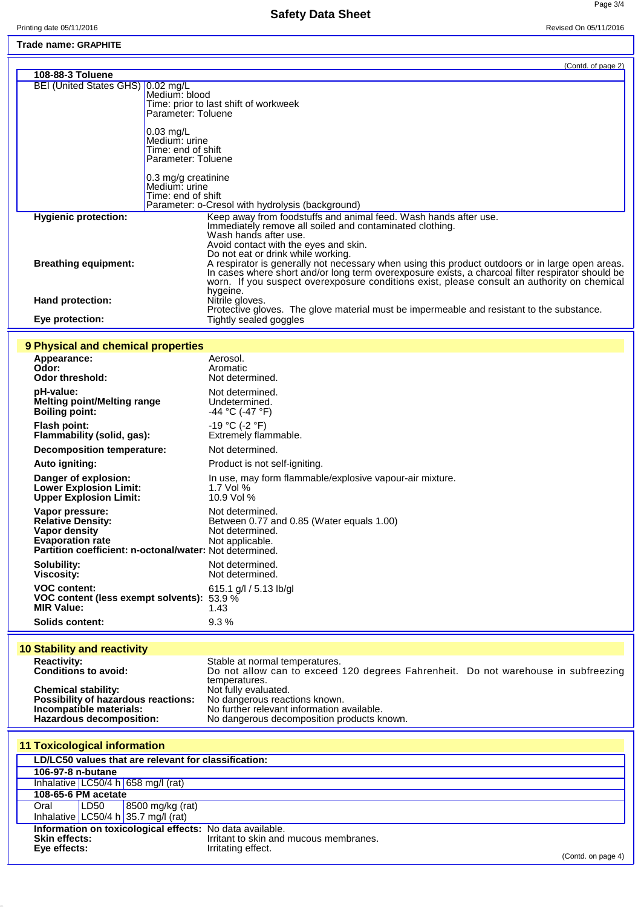**Trade name: GRAPHITE**

(Contd. of page 2)

| 108-88-3 Toluene | |
|---|---|
| BEI (United States GHS) | 0.02 mg/L<br>Medium: blood<br>Time: prior to last shift of workweek<br>Parameter: Toluene<br><br>0.03 mg/L<br>Medium: urine<br>Time: end of shift<br>Parameter: Toluene<br><br>0.3 mg/g creatinine<br>Medium: urine<br>Time: end of shift<br>Parameter: o-Cresol with hydrolysis (background) |

**Hygienic protection:** Keep away from foodstuffs and animal feed. Wash hands after use.
Immediately remove all soiled and contaminated clothing.
Wash hands after use.
Avoid contact with the eyes and skin.
Do not eat or drink while working.

**Breathing equipment:** A respirator is generally not necessary when using this product outdoors or in large open areas. In cases where short and/or long term overexposure exists, a charcoal filter respirator should be worn. If you suspect overexposure conditions exist, please consult an authority on chemical hygeine.

**Hand protection:** Nitrile gloves.
Protective gloves. The glove material must be impermeable and resistant to the substance.

**Eye protection:** Tightly sealed goggles

## 9 Physical and chemical properties

| | |
|---|---|
| **Appearance:** | Aerosol. |
| **Odor:** | Aromatic |
| **Odor threshold:** | Not determined. |
| **pH-value:** | Not determined. |
| **Melting point/Melting range** | Undetermined. |
| **Boiling point:** | -44 °C (-47 °F) |
| **Flash point:** | -19 °C (-2 °F) |
| **Flammability (solid, gas):** | Extremely flammable. |
| **Decomposition temperature:** | Not determined. |
| **Auto igniting:** | Product is not self-igniting. |
| **Danger of explosion:** | In use, may form flammable/explosive vapour-air mixture. |
| **Lower Explosion Limit:** | 1.7 Vol % |
| **Upper Explosion Limit:** | 10.9 Vol % |
| **Vapor pressure:** | Not determined. |
| **Relative Density:** | Between 0.77 and 0.85 (Water equals 1.00) |
| **Vapor density** | Not determined. |
| **Evaporation rate** | Not applicable. |
| **Partition coefficient: n-octanol/water:** | Not determined. |
| **Solubility:** | Not determined. |
| **Viscosity:** | Not determined. |
| **VOC content:** | 615.1 g/l / 5.13 lb/gl |
| **VOC content (less exempt solvents):** | 53.9 % |
| **MIR Value:** | 1.43 |
| **Solids content:** | 9.3 % |

## 10 Stability and reactivity

| | |
|---|---|
| **Reactivity:** | Stable at normal temperatures. |
| **Conditions to avoid:** | Do not allow can to exceed 120 degrees Fahrenheit. Do not warehouse in subfreezing temperatures. |
| **Chemical stability:** | Not fully evaluated. |
| **Possibility of hazardous reactions:** | No dangerous reactions known. |
| **Incompatible materials:** | No further relevant information available. |
| **Hazardous decomposition:** | No dangerous decomposition products known. |

## 11 Toxicological information

**LD/LC50 values that are relevant for classification:**

| | | |
|---|---|---|
| **106-97-8 n-butane** | | |
| Inhalative | LC50/4 h | 658 mg/l (rat) |
| **108-65-6 PM acetate** | | |
| Oral | LD50 | 8500 mg/kg (rat) |
| Inhalative | LC50/4 h | 35.7 mg/l (rat) |

**Information on toxicological effects:** No data available.
**Skin effects:** Irritant to skin and mucous membranes.
**Eye effects:** Irritating effect.

(Contd. on page 4)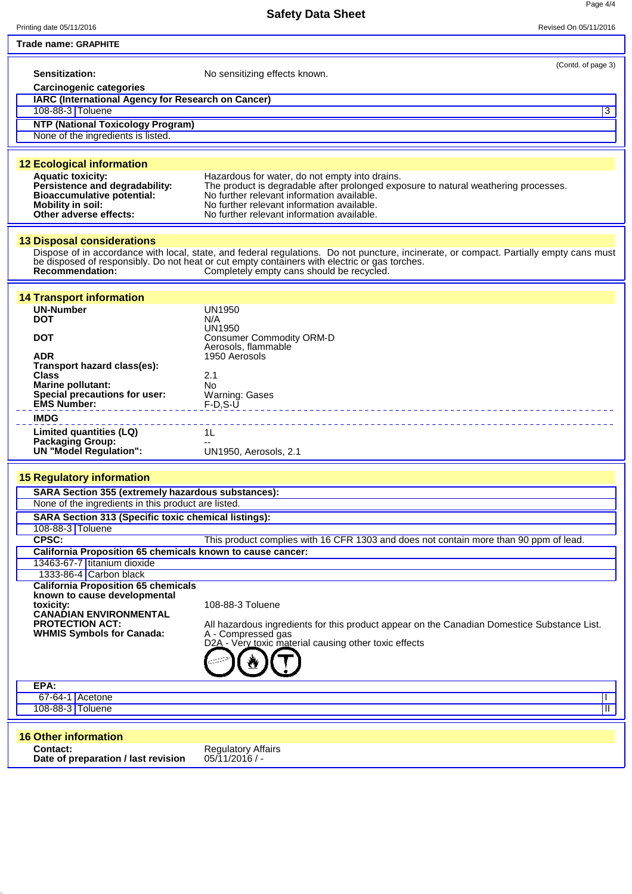Trade name: **GRAPHITE**

(Contd. of page 3)

**Sensitization:** No sensitizing effects known.

**Carcinogenic categories**

| **IARC (International Agency for Research on Cancer)** | | |
|---|---|---|
| 108-88-3 | Toluene | 3 |

| **NTP (National Toxicology Program)** |
|---|
| None of the ingredients is listed. |

## 12 Ecological information

**Aquatic toxicity:** Hazardous for water, do not empty into drains.
**Persistence and degradability:** The product is degradable after prolonged exposure to natural weathering processes.
**Bioaccumulative potential:** No further relevant information available.
**Mobility in soil:** No further relevant information available.
**Other adverse effects:** No further relevant information available.

## 13 Disposal considerations

Dispose of in accordance with local, state, and federal regulations. Do not puncture, incinerate, or compact. Partially empty cans must be disposed of responsibly. Do not heat or cut empty containers with electric or gas torches.
**Recommendation:** Completely empty cans should be recycled.

## 14 Transport information

**UN-Number**
**DOT** UN1950
N/A
UN1950
**DOT** Consumer Commodity ORM-D
Aerosols, flammable
**ADR** 1950 Aerosols
**Transport hazard class(es):**
**Class** 2.1
**Marine pollutant:** No
**Special precautions for user:** Warning: Gases
**EMS Number:** F-D,S-U

**IMDG**

**Limited quantities (LQ)** 1L
**Packaging Group:** --
**UN "Model Regulation":** UN1950, Aerosols, 2.1

## 15 Regulatory information

| **SARA Section 355 (extremely hazardous substances):** |
|---|
| None of the ingredients in this product are listed. |

| **SARA Section 313 (Specific toxic chemical listings):** | |
|---|---|
| 108-88-3 | Toluene |

**CPSC:** This product complies with 16 CFR 1303 and does not contain more than 90 ppm of lead.

| **California Proposition 65 chemicals known to cause cancer:** | |
|---|---|
| 13463-67-7 | titanium dioxide |
| 1333-86-4 | Carbon black |

**California Proposition 65 chemicals known to cause developmental toxicity:** 108-88-3 Toluene
**CANADIAN ENVIRONMENTAL PROTECTION ACT:** All hazardous ingredients for this product appear on the Canadian Domestice Substance List.
**WHMIS Symbols for Canada:** A - Compressed gas
D2A - Very toxic material causing other toxic effects

| **EPA:** | | |
|---|---|---|
| 67-64-1 | Acetone | I |
| 108-88-3 | Toluene | II |

## 16 Other information

**Contact:** Regulatory Affairs
**Date of preparation / last revision** 05/11/2016 / -